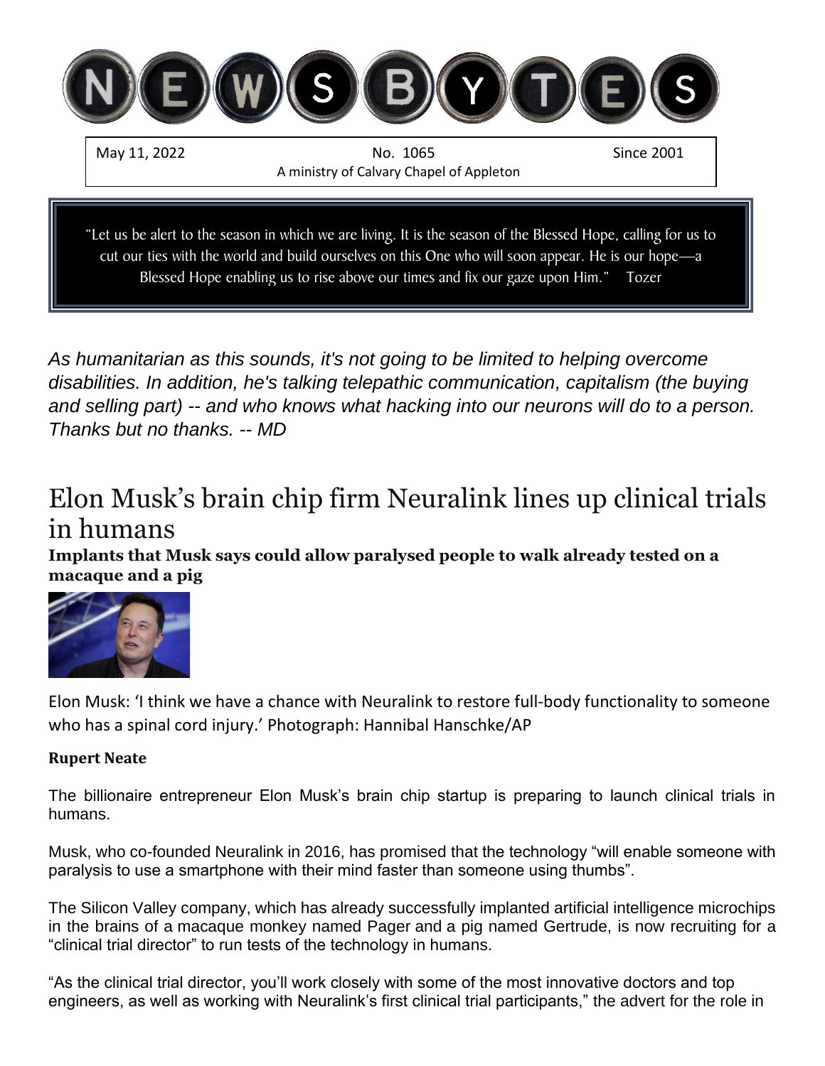# NEWSBYTES

May 11, 2022 | No. 1065 | Since 2001

A ministry of Calvary Chapel of Appleton

> "Let us be alert to the season in which we are living. It is the season of the Blessed Hope, calling for us to cut our ties with the world and build ourselves on this One who will soon appear. He is our hope—a Blessed Hope enabling us to rise above our times and fix our gaze upon Him." Tozer

*As humanitarian as this sounds, it's not going to be limited to helping overcome disabilities. In addition, he's talking telepathic communication, capitalism (the buying and selling part) -- and who knows what hacking into our neurons will do to a person. Thanks but no thanks. -- MD*

# Elon Musk's brain chip firm Neuralink lines up clinical trials in humans

**Implants that Musk says could allow paralysed people to walk already tested on a macaque and a pig**

Elon Musk: 'I think we have a chance with Neuralink to restore full-body functionality to someone who has a spinal cord injury.' Photograph: Hannibal Hanschke/AP

**Rupert Neate**

The billionaire entrepreneur Elon Musk's brain chip startup is preparing to launch clinical trials in humans.

Musk, who co-founded Neuralink in 2016, has promised that the technology "will enable someone with paralysis to use a smartphone with their mind faster than someone using thumbs".

The Silicon Valley company, which has already successfully implanted artificial intelligence microchips in the brains of a macaque monkey named Pager and a pig named Gertrude, is now recruiting for a "clinical trial director" to run tests of the technology in humans.

"As the clinical trial director, you'll work closely with some of the most innovative doctors and top engineers, as well as working with Neuralink's first clinical trial participants," the advert for the role in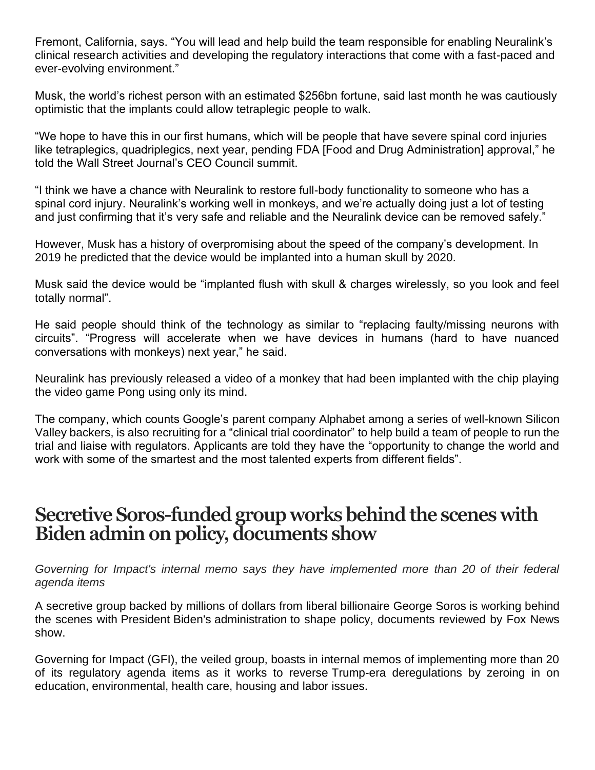Fremont, California, says. "You will lead and help build the team responsible for enabling Neuralink's clinical research activities and developing the regulatory interactions that come with a fast-paced and ever-evolving environment."

Musk, the world's richest person with an estimated $256bn fortune, said last month he was cautiously optimistic that the implants could allow tetraplegic people to walk.

"We hope to have this in our first humans, which will be people that have severe spinal cord injuries like tetraplegics, quadriplegics, next year, pending FDA [Food and Drug Administration] approval," he told the Wall Street Journal's CEO Council summit.

"I think we have a chance with Neuralink to restore full-body functionality to someone who has a spinal cord injury. Neuralink's working well in monkeys, and we're actually doing just a lot of testing and just confirming that it's very safe and reliable and the Neuralink device can be removed safely."

However, Musk has a history of overpromising about the speed of the company's development. In 2019 he predicted that the device would be implanted into a human skull by 2020.

Musk said the device would be "implanted flush with skull & charges wirelessly, so you look and feel totally normal".

He said people should think of the technology as similar to "replacing faulty/missing neurons with circuits". "Progress will accelerate when we have devices in humans (hard to have nuanced conversations with monkeys) next year," he said.

Neuralink has previously released a video of a monkey that had been implanted with the chip playing the video game Pong using only its mind.

The company, which counts Google's parent company Alphabet among a series of well-known Silicon Valley backers, is also recruiting for a "clinical trial coordinator" to help build a team of people to run the trial and liaise with regulators. Applicants are told they have the "opportunity to change the world and work with some of the smartest and the most talented experts from different fields".

# Secretive Soros-funded group works behind the scenes with Biden admin on policy, documents show

*Governing for Impact's internal memo says they have implemented more than 20 of their federal agenda items*

A secretive group backed by millions of dollars from liberal billionaire George Soros is working behind the scenes with President Biden's administration to shape policy, documents reviewed by Fox News show.

Governing for Impact (GFI), the veiled group, boasts in internal memos of implementing more than 20 of its regulatory agenda items as it works to reverse Trump-era deregulations by zeroing in on education, environmental, health care, housing and labor issues.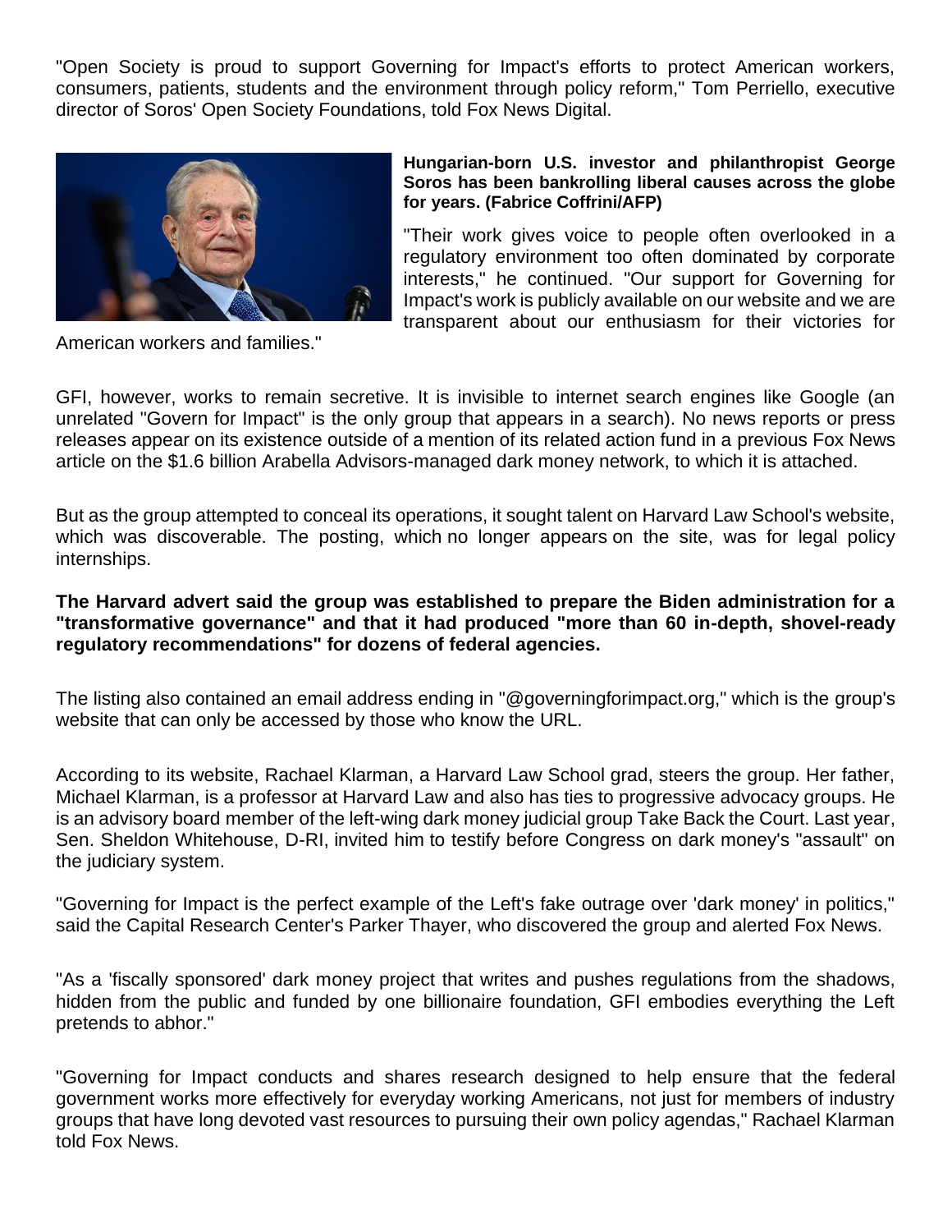"Open Society is proud to support Governing for Impact's efforts to protect American workers, consumers, patients, students and the environment through policy reform," Tom Perriello, executive director of Soros' Open Society Foundations, told Fox News Digital.

**Hungarian-born U.S. investor and philanthropist George Soros has been bankrolling liberal causes across the globe for years. (Fabrice Coffrini/AFP)**

"Their work gives voice to people often overlooked in a regulatory environment too often dominated by corporate interests," he continued. "Our support for Governing for Impact's work is publicly available on our website and we are transparent about our enthusiasm for their victories for American workers and families."

GFI, however, works to remain secretive. It is invisible to internet search engines like Google (an unrelated "Govern for Impact" is the only group that appears in a search). No news reports or press releases appear on its existence outside of a mention of its related action fund in a previous Fox News article on the $1.6 billion Arabella Advisors-managed dark money network, to which it is attached.

But as the group attempted to conceal its operations, it sought talent on Harvard Law School's website, which was discoverable. The posting, which no longer appears on the site, was for legal policy internships.

**The Harvard advert said the group was established to prepare the Biden administration for a "transformative governance" and that it had produced "more than 60 in-depth, shovel-ready regulatory recommendations" for dozens of federal agencies.**

The listing also contained an email address ending in "@governingforimpact.org," which is the group's website that can only be accessed by those who know the URL.

According to its website, Rachael Klarman, a Harvard Law School grad, steers the group. Her father, Michael Klarman, is a professor at Harvard Law and also has ties to progressive advocacy groups. He is an advisory board member of the left-wing dark money judicial group Take Back the Court. Last year, Sen. Sheldon Whitehouse, D-RI, invited him to testify before Congress on dark money's "assault" on the judiciary system.

"Governing for Impact is the perfect example of the Left's fake outrage over 'dark money' in politics," said the Capital Research Center's Parker Thayer, who discovered the group and alerted Fox News.

"As a 'fiscally sponsored' dark money project that writes and pushes regulations from the shadows, hidden from the public and funded by one billionaire foundation, GFI embodies everything the Left pretends to abhor."

"Governing for Impact conducts and shares research designed to help ensure that the federal government works more effectively for everyday working Americans, not just for members of industry groups that have long devoted vast resources to pursuing their own policy agendas," Rachael Klarman told Fox News.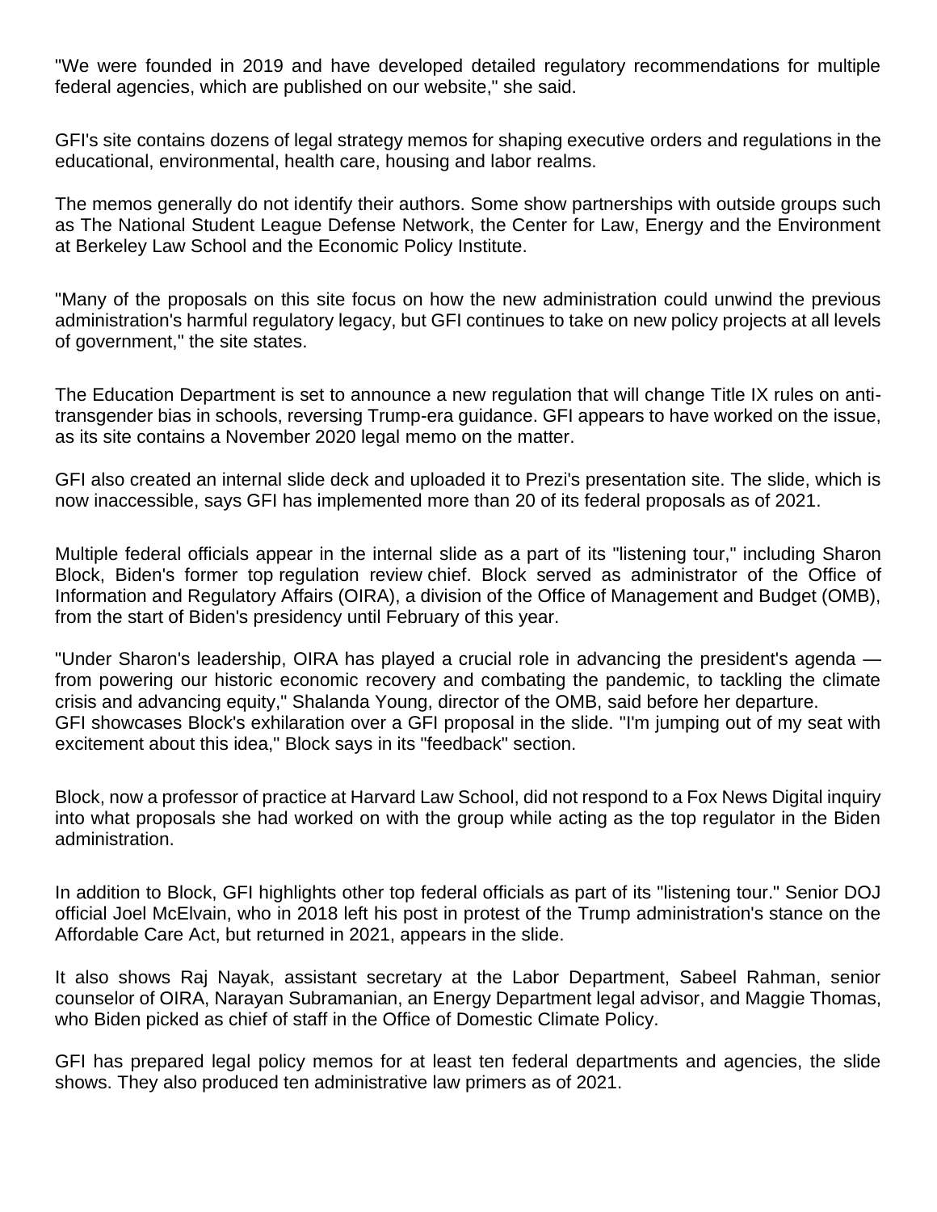"We were founded in 2019 and have developed detailed regulatory recommendations for multiple federal agencies, which are published on our website," she said.

GFI's site contains dozens of legal strategy memos for shaping executive orders and regulations in the educational, environmental, health care, housing and labor realms.

The memos generally do not identify their authors. Some show partnerships with outside groups such as The National Student League Defense Network, the Center for Law, Energy and the Environment at Berkeley Law School and the Economic Policy Institute.

"Many of the proposals on this site focus on how the new administration could unwind the previous administration's harmful regulatory legacy, but GFI continues to take on new policy projects at all levels of government," the site states.

The Education Department is set to announce a new regulation that will change Title IX rules on anti-transgender bias in schools, reversing Trump-era guidance. GFI appears to have worked on the issue, as its site contains a November 2020 legal memo on the matter.

GFI also created an internal slide deck and uploaded it to Prezi's presentation site. The slide, which is now inaccessible, says GFI has implemented more than 20 of its federal proposals as of 2021.

Multiple federal officials appear in the internal slide as a part of its "listening tour," including Sharon Block, Biden's former top regulation review chief. Block served as administrator of the Office of Information and Regulatory Affairs (OIRA), a division of the Office of Management and Budget (OMB), from the start of Biden's presidency until February of this year.

"Under Sharon's leadership, OIRA has played a crucial role in advancing the president's agenda — from powering our historic economic recovery and combating the pandemic, to tackling the climate crisis and advancing equity," Shalanda Young, director of the OMB, said before her departure.
GFI showcases Block's exhilaration over a GFI proposal in the slide. "I'm jumping out of my seat with excitement about this idea," Block says in its "feedback" section.

Block, now a professor of practice at Harvard Law School, did not respond to a Fox News Digital inquiry into what proposals she had worked on with the group while acting as the top regulator in the Biden administration.

In addition to Block, GFI highlights other top federal officials as part of its "listening tour." Senior DOJ official Joel McElvain, who in 2018 left his post in protest of the Trump administration's stance on the Affordable Care Act, but returned in 2021, appears in the slide.

It also shows Raj Nayak, assistant secretary at the Labor Department, Sabeel Rahman, senior counselor of OIRA, Narayan Subramanian, an Energy Department legal advisor, and Maggie Thomas, who Biden picked as chief of staff in the Office of Domestic Climate Policy.

GFI has prepared legal policy memos for at least ten federal departments and agencies, the slide shows. They also produced ten administrative law primers as of 2021.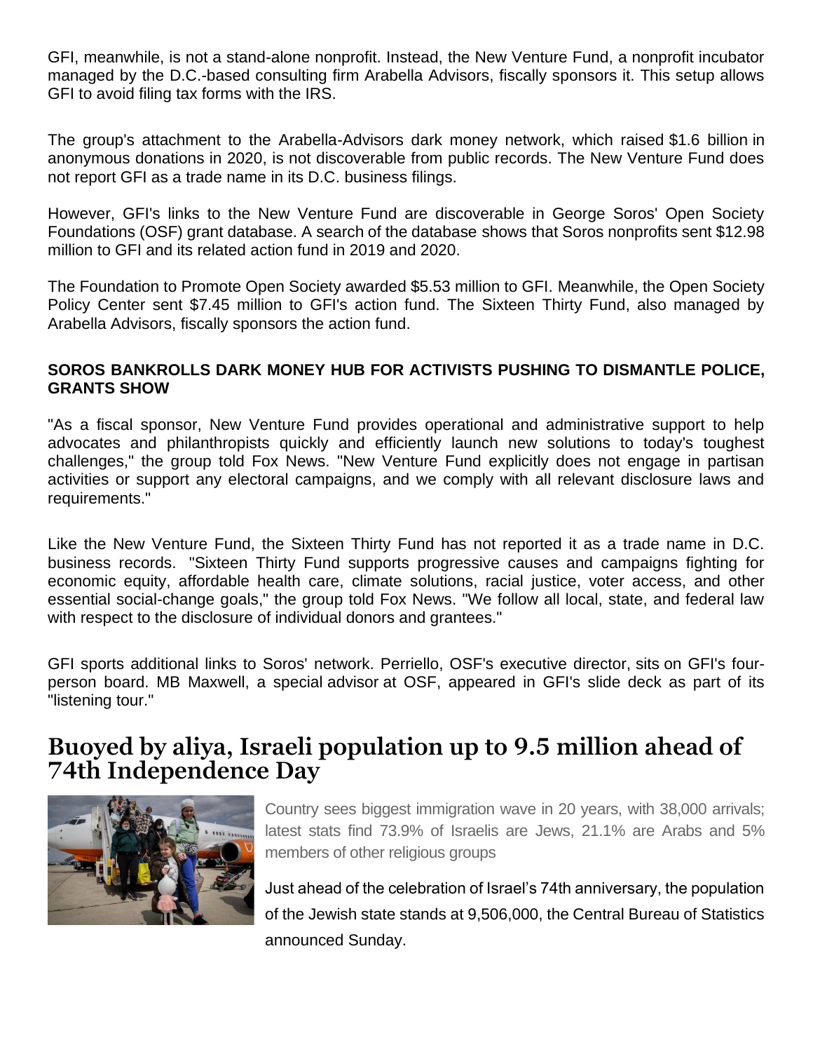GFI, meanwhile, is not a stand-alone nonprofit. Instead, the New Venture Fund, a nonprofit incubator managed by the D.C.-based consulting firm Arabella Advisors, fiscally sponsors it. This setup allows GFI to avoid filing tax forms with the IRS.

The group's attachment to the Arabella-Advisors dark money network, which raised $1.6 billion in anonymous donations in 2020, is not discoverable from public records. The New Venture Fund does not report GFI as a trade name in its D.C. business filings.

However, GFI's links to the New Venture Fund are discoverable in George Soros' Open Society Foundations (OSF) grant database. A search of the database shows that Soros nonprofits sent $12.98 million to GFI and its related action fund in 2019 and 2020.

The Foundation to Promote Open Society awarded $5.53 million to GFI. Meanwhile, the Open Society Policy Center sent $7.45 million to GFI's action fund. The Sixteen Thirty Fund, also managed by Arabella Advisors, fiscally sponsors the action fund.

**SOROS BANKROLLS DARK MONEY HUB FOR ACTIVISTS PUSHING TO DISMANTLE POLICE, GRANTS SHOW**

"As a fiscal sponsor, New Venture Fund provides operational and administrative support to help advocates and philanthropists quickly and efficiently launch new solutions to today's toughest challenges," the group told Fox News. "New Venture Fund explicitly does not engage in partisan activities or support any electoral campaigns, and we comply with all relevant disclosure laws and requirements."

Like the New Venture Fund, the Sixteen Thirty Fund has not reported it as a trade name in D.C. business records. "Sixteen Thirty Fund supports progressive causes and campaigns fighting for economic equity, affordable health care, climate solutions, racial justice, voter access, and other essential social-change goals," the group told Fox News. "We follow all local, state, and federal law with respect to the disclosure of individual donors and grantees."

GFI sports additional links to Soros' network. Perriello, OSF's executive director, sits on GFI's four-person board. MB Maxwell, a special advisor at OSF, appeared in GFI's slide deck as part of its "listening tour."

# Buoyed by aliya, Israeli population up to 9.5 million ahead of 74th Independence Day

Country sees biggest immigration wave in 20 years, with 38,000 arrivals; latest stats find 73.9% of Israelis are Jews, 21.1% are Arabs and 5% members of other religious groups

Just ahead of the celebration of Israel's 74th anniversary, the population of the Jewish state stands at 9,506,000, the Central Bureau of Statistics announced Sunday.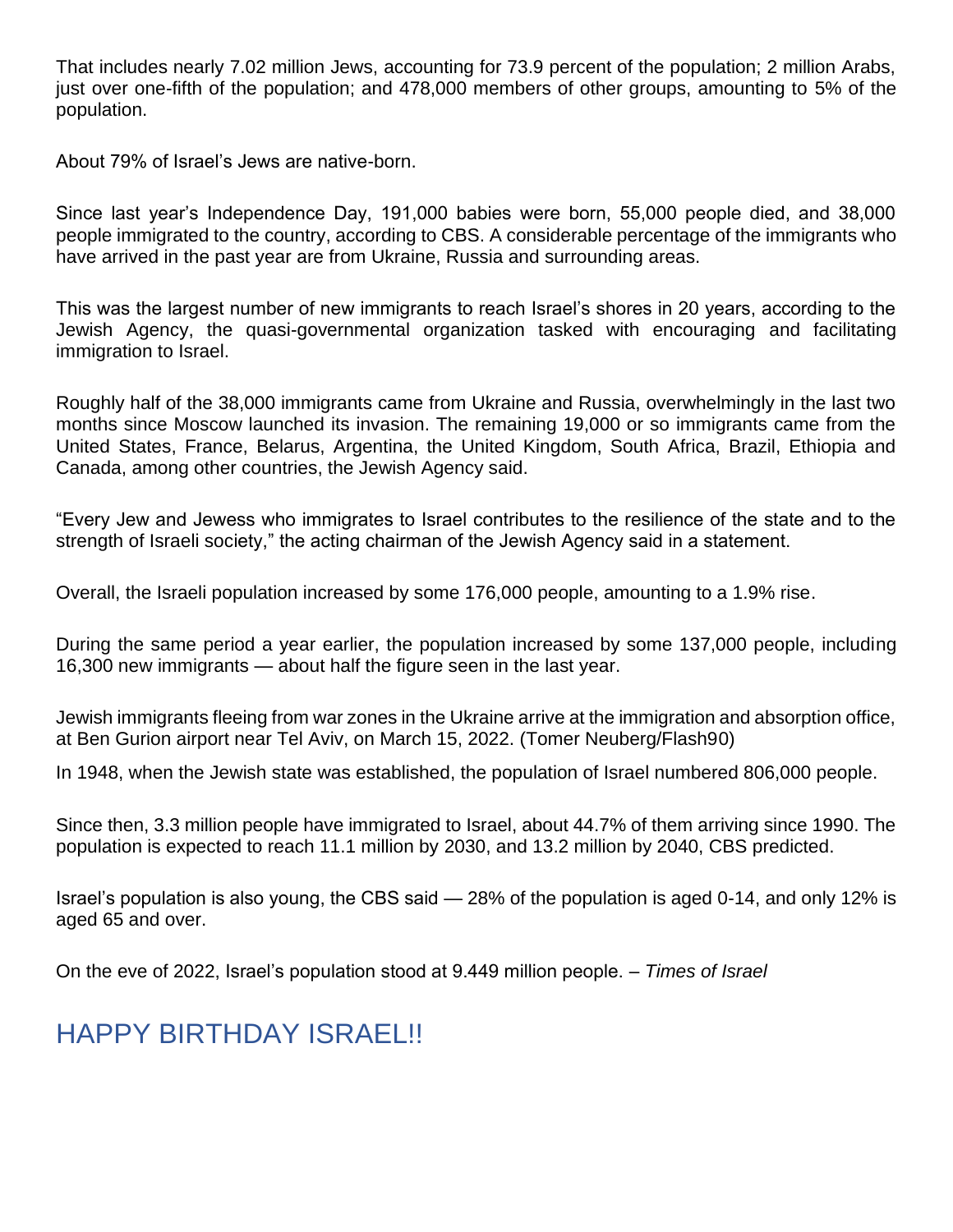That includes nearly 7.02 million Jews, accounting for 73.9 percent of the population; 2 million Arabs, just over one-fifth of the population; and 478,000 members of other groups, amounting to 5% of the population.

About 79% of Israel's Jews are native-born.

Since last year's Independence Day, 191,000 babies were born, 55,000 people died, and 38,000 people immigrated to the country, according to CBS. A considerable percentage of the immigrants who have arrived in the past year are from Ukraine, Russia and surrounding areas.

This was the largest number of new immigrants to reach Israel's shores in 20 years, according to the Jewish Agency, the quasi-governmental organization tasked with encouraging and facilitating immigration to Israel.

Roughly half of the 38,000 immigrants came from Ukraine and Russia, overwhelmingly in the last two months since Moscow launched its invasion. The remaining 19,000 or so immigrants came from the United States, France, Belarus, Argentina, the United Kingdom, South Africa, Brazil, Ethiopia and Canada, among other countries, the Jewish Agency said.

"Every Jew and Jewess who immigrates to Israel contributes to the resilience of the state and to the strength of Israeli society," the acting chairman of the Jewish Agency said in a statement.

Overall, the Israeli population increased by some 176,000 people, amounting to a 1.9% rise.

During the same period a year earlier, the population increased by some 137,000 people, including 16,300 new immigrants — about half the figure seen in the last year.

Jewish immigrants fleeing from war zones in the Ukraine arrive at the immigration and absorption office, at Ben Gurion airport near Tel Aviv, on March 15, 2022. (Tomer Neuberg/Flash90)

In 1948, when the Jewish state was established, the population of Israel numbered 806,000 people.

Since then, 3.3 million people have immigrated to Israel, about 44.7% of them arriving since 1990. The population is expected to reach 11.1 million by 2030, and 13.2 million by 2040, CBS predicted.

Israel's population is also young, the CBS said — 28% of the population is aged 0-14, and only 12% is aged 65 and over.

On the eve of 2022, Israel's population stood at 9.449 million people. – *Times of Israel*

## HAPPY BIRTHDAY ISRAEL!!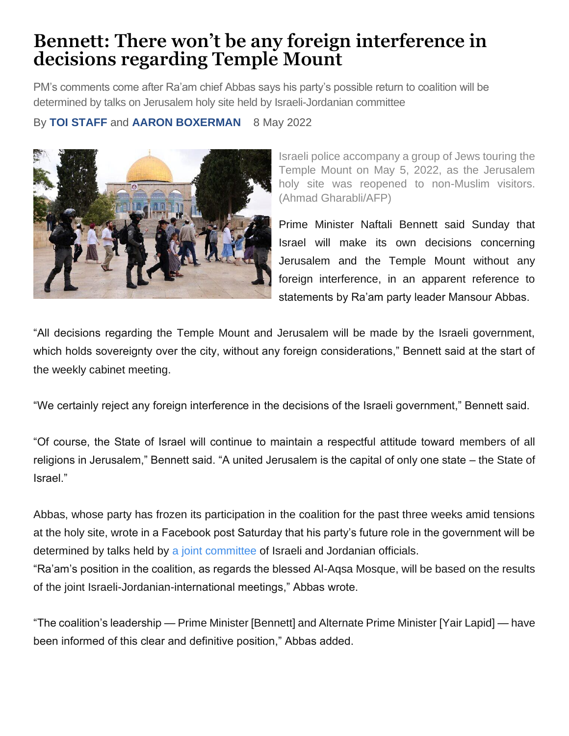# Bennett: There won't be any foreign interference in decisions regarding Temple Mount

PM's comments come after Ra'am chief Abbas says his party's possible return to coalition will be determined by talks on Jerusalem holy site held by Israeli-Jordanian committee

By **TOI STAFF** and **AARON BOXERMAN** 8 May 2022

Israeli police accompany a group of Jews touring the Temple Mount on May 5, 2022, as the Jerusalem holy site was reopened to non-Muslim visitors. (Ahmad Gharabli/AFP)

Prime Minister Naftali Bennett said Sunday that Israel will make its own decisions concerning Jerusalem and the Temple Mount without any foreign interference, in an apparent reference to statements by Ra'am party leader Mansour Abbas.

"All decisions regarding the Temple Mount and Jerusalem will be made by the Israeli government, which holds sovereignty over the city, without any foreign considerations," Bennett said at the start of the weekly cabinet meeting.

"We certainly reject any foreign interference in the decisions of the Israeli government," Bennett said.

"Of course, the State of Israel will continue to maintain a respectful attitude toward members of all religions in Jerusalem," Bennett said. "A united Jerusalem is the capital of only one state – the State of Israel."

Abbas, whose party has frozen its participation in the coalition for the past three weeks amid tensions at the holy site, wrote in a Facebook post Saturday that his party's future role in the government will be determined by talks held by a joint committee of Israeli and Jordanian officials.

"Ra'am's position in the coalition, as regards the blessed Al-Aqsa Mosque, will be based on the results of the joint Israeli-Jordanian-international meetings," Abbas wrote.

"The coalition's leadership — Prime Minister [Bennett] and Alternate Prime Minister [Yair Lapid] — have been informed of this clear and definitive position," Abbas added.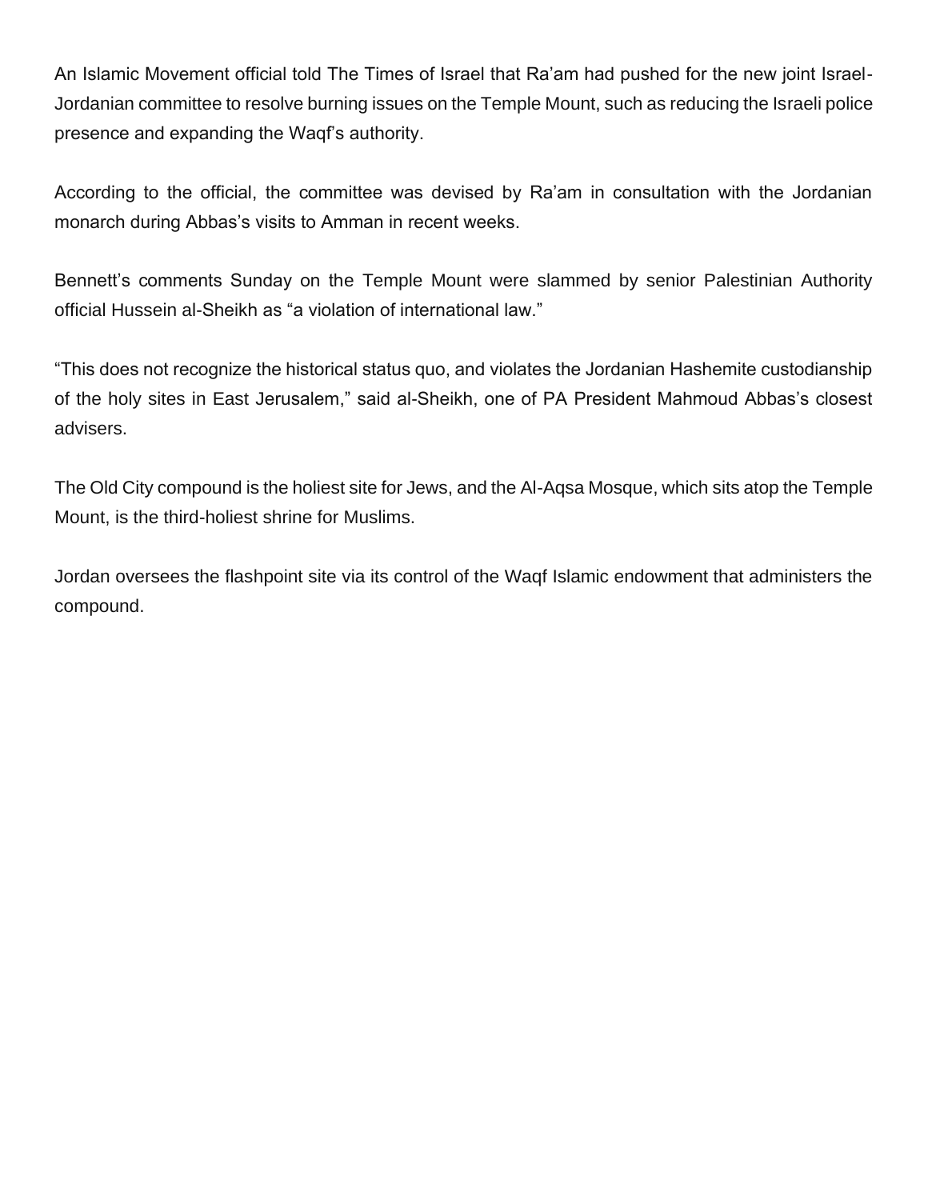An Islamic Movement official told The Times of Israel that Ra'am had pushed for the new joint Israel-Jordanian committee to resolve burning issues on the Temple Mount, such as reducing the Israeli police presence and expanding the Waqf's authority.

According to the official, the committee was devised by Ra'am in consultation with the Jordanian monarch during Abbas's visits to Amman in recent weeks.

Bennett's comments Sunday on the Temple Mount were slammed by senior Palestinian Authority official Hussein al-Sheikh as "a violation of international law."

"This does not recognize the historical status quo, and violates the Jordanian Hashemite custodianship of the holy sites in East Jerusalem," said al-Sheikh, one of PA President Mahmoud Abbas's closest advisers.

The Old City compound is the holiest site for Jews, and the Al-Aqsa Mosque, which sits atop the Temple Mount, is the third-holiest shrine for Muslims.

Jordan oversees the flashpoint site via its control of the Waqf Islamic endowment that administers the compound.